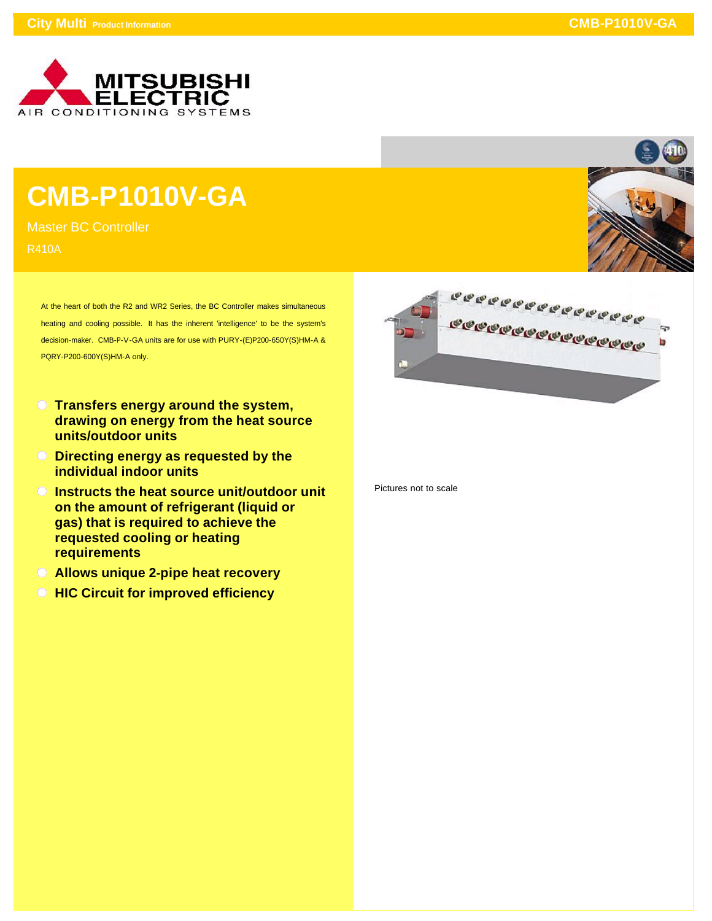# CMB-P1010V-GA

Master BC Controller

R410A

At the heart of both the R2 and WR2 Series, the BC Controller makes simultaneous heating and cooling possible. It has the inherent 'intelligence' to be the system's decision-maker. CMB-P-V-GA units are for use with PURY-(E)P200-650Y(S)HM-A & PQRY-P200-600Y(S)HM-A only.

- **Transfers energy around the system, drawing on energy from the heat source units/outdoor units**
- **Directing energy as requested by the individual indoor units**
- **Instructs the heat source unit/outdoor unit on the amount of refrigerant (liquid or gas) that is required to achieve the requested cooling or heating requirements**
- **Allows unique 2-pipe heat recovery**
- **HIC Circuit for improved efficiency**

Pictures not to scale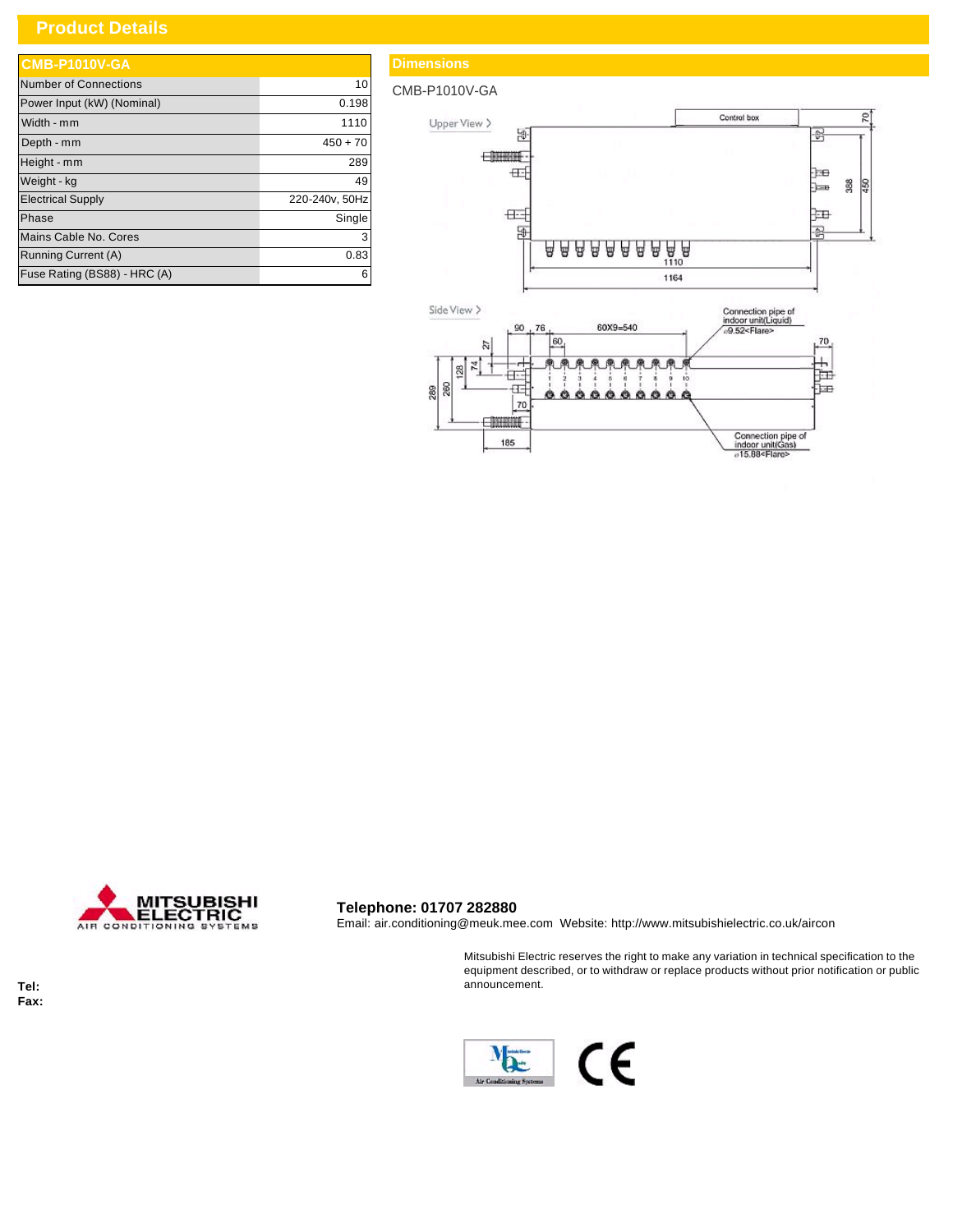## Product Details

| CMB-P1010V-GA | |
|---|---|
| Number of Connections | 10 |
| Power Input (kW) (Nominal) | 0.198 |
| Width - mm | 1110 |
| Depth - mm | 450 + 70 |
| Height - mm | 289 |
| Weight - kg | 49 |
| Electrical Supply | 220-240v, 50Hz |
| Phase | Single |
| Mains Cable No. Cores | 3 |
| Running Current (A) | 0.83 |
| Fuse Rating (BS88) - HRC (A) | 6 |

## Dimensions

CMB-P1010V-GA

Upper View

Control box

70

388

450

1110

1164

Side View

90

76

60X9=540

60

27

74

128

260

289

70

185

Connection pipe of indoor unit(Liquid) ø9.52<Flare>

Connection pipe of indoor unit(Gas) ø15.88<Flare>

1 2 3 4 5 6 7 8 9 10

**Telephone: 01707 282880**

Email: air.conditioning@meuk.mee.com Website: http://www.mitsubishielectric.co.uk/aircon

**Tel:**

**Fax:**

Mitsubishi Electric reserves the right to make any variation in technical specification to the equipment described, or to withdraw or replace products without prior notification or public announcement.